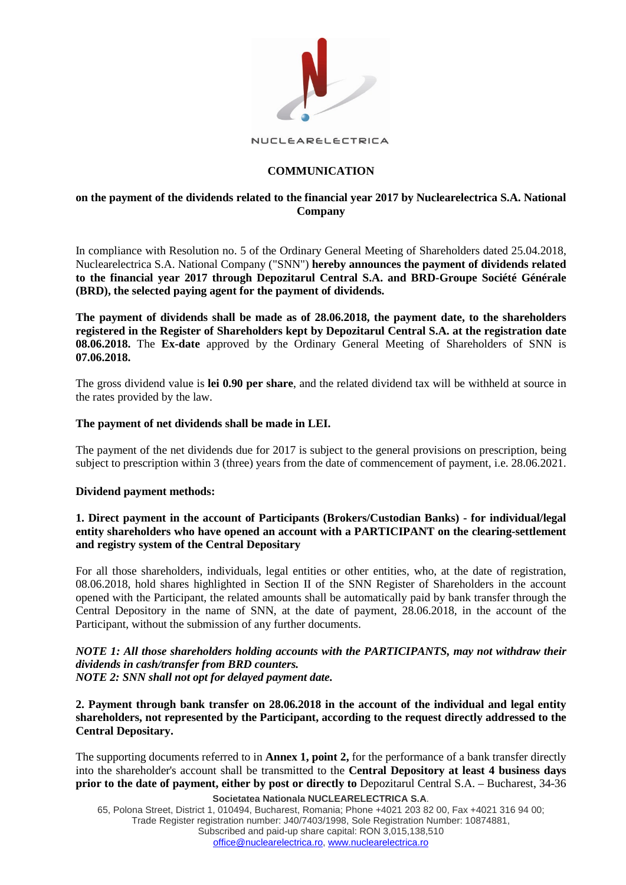NUCLEARELECTRICA

# COMMUNICATION

## on the payment of the dividends related to the financial year 2017 by Nuclearelectrica S.A. National Company

In compliance with Resolution no. 5 of the Ordinary General Meeting of Shareholders dated 25.04.2018, Nuclearelectrica S.A. National Company ("SNN") **hereby announces the payment of dividends related to the financial year 2017 through Depozitarul Central S.A. and BRD-Groupe Société Générale (BRD), the selected paying agent for the payment of dividends.**

**The payment of dividends shall be made as of 28.06.2018, the payment date, to the shareholders registered in the Register of Shareholders kept by Depozitarul Central S.A. at the registration date 08.06.2018.** The **Ex-date** approved by the Ordinary General Meeting of Shareholders of SNN is **07.06.2018.**

The gross dividend value is **lei 0.90 per share**, and the related dividend tax will be withheld at source in the rates provided by the law.

**The payment of net dividends shall be made in LEI.**

The payment of the net dividends due for 2017 is subject to the general provisions on prescription, being subject to prescription within 3 (three) years from the date of commencement of payment, i.e. 28.06.2021.

**Dividend payment methods:**

**1. Direct payment in the account of Participants (Brokers/Custodian Banks) - for individual/legal entity shareholders who have opened an account with a PARTICIPANT on the clearing-settlement and registry system of the Central Depositary**

For all those shareholders, individuals, legal entities or other entities, who, at the date of registration, 08.06.2018, hold shares highlighted in Section II of the SNN Register of Shareholders in the account opened with the Participant, the related amounts shall be automatically paid by bank transfer through the Central Depository in the name of SNN, at the date of payment, 28.06.2018, in the account of the Participant, without the submission of any further documents.

***NOTE 1: All those shareholders holding accounts with the PARTICIPANTS, may not withdraw their dividends in cash/transfer from BRD counters.***
***NOTE 2: SNN shall not opt for delayed payment date.***

**2. Payment through bank transfer on 28.06.2018 in the account of the individual and legal entity shareholders, not represented by the Participant, according to the request directly addressed to the Central Depositary.**

The supporting documents referred to in **Annex 1, point 2,** for the performance of a bank transfer directly into the shareholder's account shall be transmitted to the **Central Depository at least 4 business days prior to the date of payment, either by post or directly to** Depozitarul Central S.A. – Bucharest, 34-36

**Societatea Nationala NUCLEARELECTRICA S.A.**
65, Polona Street, District 1, 010494, Bucharest, Romania; Phone +4021 203 82 00, Fax +4021 316 94 00;
Trade Register registration number: J40/7403/1998, Sole Registration Number: 10874881,
Subscribed and paid-up share capital: RON 3,015,138,510
office@nuclearelectrica.ro, www.nuclearelectrica.ro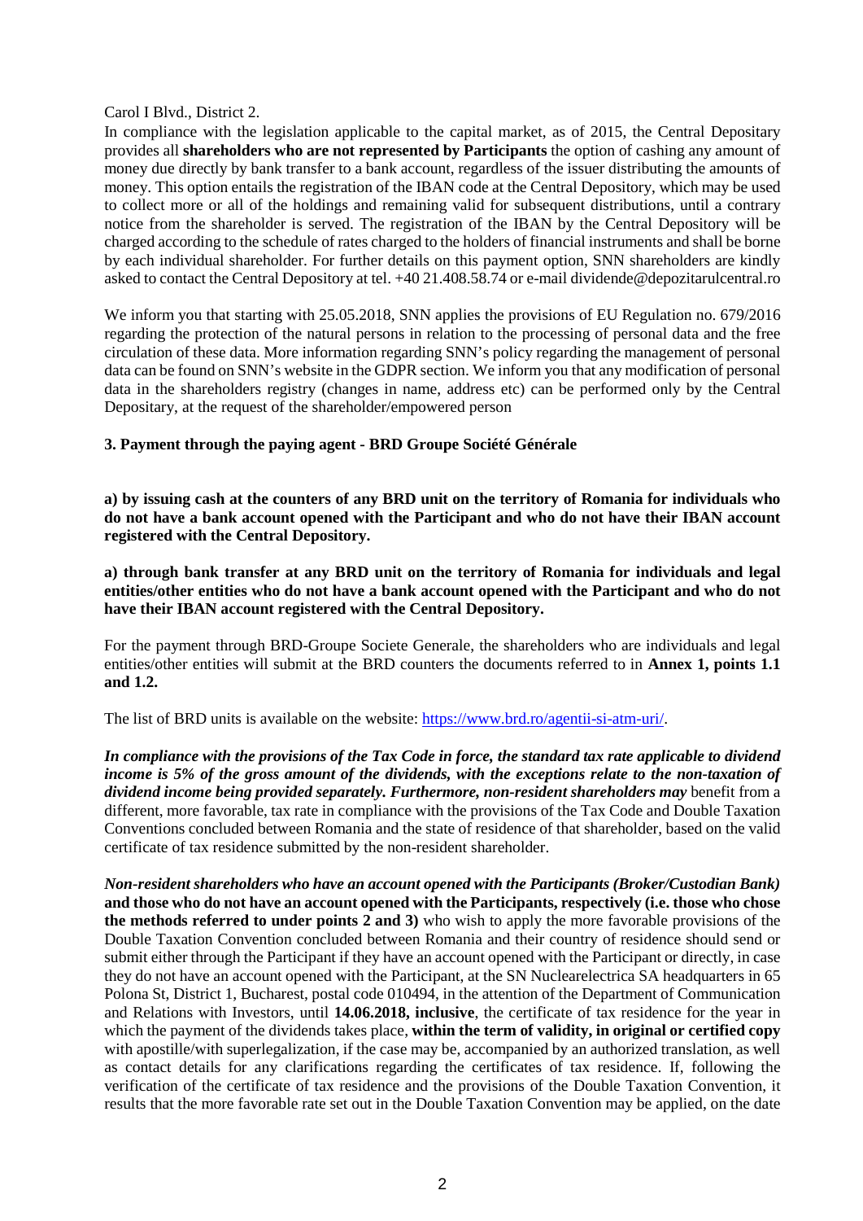Carol I Blvd., District 2.

In compliance with the legislation applicable to the capital market, as of 2015, the Central Depositary provides all **shareholders who are not represented by Participants** the option of cashing any amount of money due directly by bank transfer to a bank account, regardless of the issuer distributing the amounts of money. This option entails the registration of the IBAN code at the Central Depository, which may be used to collect more or all of the holdings and remaining valid for subsequent distributions, until a contrary notice from the shareholder is served. The registration of the IBAN by the Central Depository will be charged according to the schedule of rates charged to the holders of financial instruments and shall be borne by each individual shareholder. For further details on this payment option, SNN shareholders are kindly asked to contact the Central Depository at tel. +40 21.408.58.74 or e-mail dividende@depozitarulcentral.ro

We inform you that starting with 25.05.2018, SNN applies the provisions of EU Regulation no. 679/2016 regarding the protection of the natural persons in relation to the processing of personal data and the free circulation of these data. More information regarding SNN's policy regarding the management of personal data can be found on SNN's website in the GDPR section. We inform you that any modification of personal data in the shareholders registry (changes in name, address etc) can be performed only by the Central Depositary, at the request of the shareholder/empowered person

**3. Payment through the paying agent - BRD Groupe Société Générale**

**a) by issuing cash at the counters of any BRD unit on the territory of Romania for individuals who do not have a bank account opened with the Participant and who do not have their IBAN account registered with the Central Depository.**

**a) through bank transfer at any BRD unit on the territory of Romania for individuals and legal entities/other entities who do not have a bank account opened with the Participant and who do not have their IBAN account registered with the Central Depository.**

For the payment through BRD-Groupe Societe Generale, the shareholders who are individuals and legal entities/other entities will submit at the BRD counters the documents referred to in **Annex 1, points 1.1 and 1.2.**

The list of BRD units is available on the website: https://www.brd.ro/agentii-si-atm-uri/.

***In compliance with the provisions of the Tax Code in force, the standard tax rate applicable to dividend income is 5% of the gross amount of the dividends, with the exceptions relate to the non-taxation of dividend income being provided separately. Furthermore, non-resident shareholders may*** benefit from a different, more favorable, tax rate in compliance with the provisions of the Tax Code and Double Taxation Conventions concluded between Romania and the state of residence of that shareholder, based on the valid certificate of tax residence submitted by the non-resident shareholder.

***Non-resident shareholders who have an account opened with the Participants (Broker/Custodian Bank)*** **and those who do not have an account opened with the Participants, respectively (i.e. those who chose the methods referred to under points 2 and 3)** who wish to apply the more favorable provisions of the Double Taxation Convention concluded between Romania and their country of residence should send or submit either through the Participant if they have an account opened with the Participant or directly, in case they do not have an account opened with the Participant, at the SN Nuclearelectrica SA headquarters in 65 Polona St, District 1, Bucharest, postal code 010494, in the attention of the Department of Communication and Relations with Investors, until **14.06.2018, inclusive**, the certificate of tax residence for the year in which the payment of the dividends takes place, **within the term of validity, in original or certified copy** with apostille/with superlegalization, if the case may be, accompanied by an authorized translation, as well as contact details for any clarifications regarding the certificates of tax residence. If, following the verification of the certificate of tax residence and the provisions of the Double Taxation Convention, it results that the more favorable rate set out in the Double Taxation Convention may be applied, on the date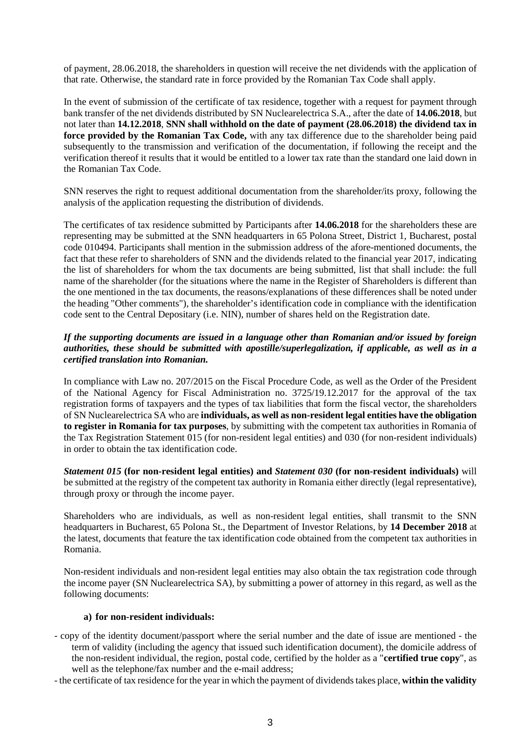of payment, 28.06.2018, the shareholders in question will receive the net dividends with the application of that rate. Otherwise, the standard rate in force provided by the Romanian Tax Code shall apply.

In the event of submission of the certificate of tax residence, together with a request for payment through bank transfer of the net dividends distributed by SN Nuclearelectrica S.A., after the date of **14.06.2018**, but not later than **14.12.2018**, **SNN shall withhold on the date of payment (28.06.2018) the dividend tax in force provided by the Romanian Tax Code,** with any tax difference due to the shareholder being paid subsequently to the transmission and verification of the documentation, if following the receipt and the verification thereof it results that it would be entitled to a lower tax rate than the standard one laid down in the Romanian Tax Code.

SNN reserves the right to request additional documentation from the shareholder/its proxy, following the analysis of the application requesting the distribution of dividends.

The certificates of tax residence submitted by Participants after **14.06.2018** for the shareholders these are representing may be submitted at the SNN headquarters in 65 Polona Street, District 1, Bucharest, postal code 010494. Participants shall mention in the submission address of the afore-mentioned documents, the fact that these refer to shareholders of SNN and the dividends related to the financial year 2017, indicating the list of shareholders for whom the tax documents are being submitted, list that shall include: the full name of the shareholder (for the situations where the name in the Register of Shareholders is different than the one mentioned in the tax documents, the reasons/explanations of these differences shall be noted under the heading "Other comments"), the shareholder's identification code in compliance with the identification code sent to the Central Depositary (i.e. NIN), number of shares held on the Registration date.

***If the supporting documents are issued in a language other than Romanian and/or issued by foreign authorities, these should be submitted with apostille/superlegalization, if applicable, as well as in a certified translation into Romanian.***

In compliance with Law no. 207/2015 on the Fiscal Procedure Code, as well as the Order of the President of the National Agency for Fiscal Administration no. 3725/19.12.2017 for the approval of the tax registration forms of taxpayers and the types of tax liabilities that form the fiscal vector, the shareholders of SN Nuclearelectrica SA who are **individuals, as well as non-resident legal entities have the obligation to register in Romania for tax purposes**, by submitting with the competent tax authorities in Romania of the Tax Registration Statement 015 (for non-resident legal entities) and 030 (for non-resident individuals) in order to obtain the tax identification code.

***Statement 015*** **(for non-resident legal entities) and** ***Statement 030*** **(for non-resident individuals)** will be submitted at the registry of the competent tax authority in Romania either directly (legal representative), through proxy or through the income payer.

Shareholders who are individuals, as well as non-resident legal entities, shall transmit to the SNN headquarters in Bucharest, 65 Polona St., the Department of Investor Relations, by **14 December 2018** at the latest, documents that feature the tax identification code obtained from the competent tax authorities in Romania.

Non-resident individuals and non-resident legal entities may also obtain the tax registration code through the income payer (SN Nuclearelectrica SA), by submitting a power of attorney in this regard, as well as the following documents:

**a) for non-resident individuals:**

- copy of the identity document/passport where the serial number and the date of issue are mentioned - the term of validity (including the agency that issued such identification document), the domicile address of the non-resident individual, the region, postal code, certified by the holder as a "**certified true copy**", as well as the telephone/fax number and the e-mail address;
- the certificate of tax residence for the year in which the payment of dividends takes place, **within the validity**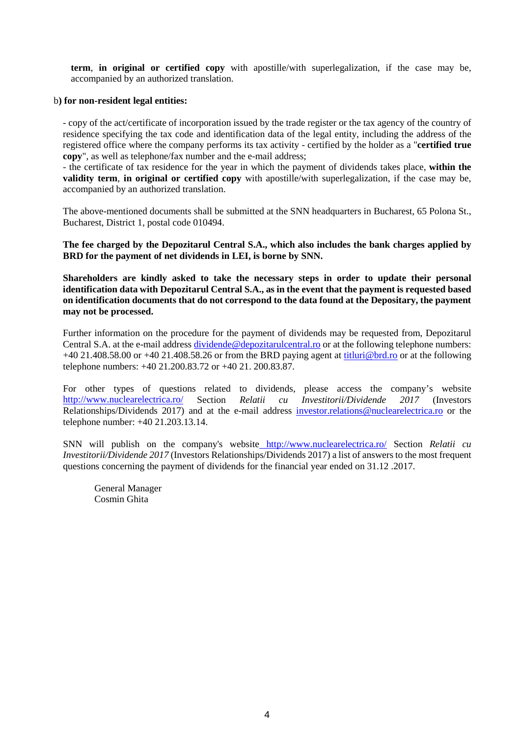**term**, **in original or certified copy** with apostille/with superlegalization, if the case may be, accompanied by an authorized translation.

b**) for non-resident legal entities:**

- copy of the act/certificate of incorporation issued by the trade register or the tax agency of the country of residence specifying the tax code and identification data of the legal entity, including the address of the registered office where the company performs its tax activity - certified by the holder as a "**certified true copy**", as well as telephone/fax number and the e-mail address;
- the certificate of tax residence for the year in which the payment of dividends takes place, **within the validity term**, **in original or certified copy** with apostille/with superlegalization, if the case may be, accompanied by an authorized translation.

The above-mentioned documents shall be submitted at the SNN headquarters in Bucharest, 65 Polona St., Bucharest, District 1, postal code 010494.

**The fee charged by the Depozitarul Central S.A., which also includes the bank charges applied by BRD for the payment of net dividends in LEI, is borne by SNN.**

**Shareholders are kindly asked to take the necessary steps in order to update their personal identification data with Depozitarul Central S.A., as in the event that the payment is requested based on identification documents that do not correspond to the data found at the Depositary, the payment may not be processed.**

Further information on the procedure for the payment of dividends may be requested from, Depozitarul Central S.A. at the e-mail address dividende@depozitarulcentral.ro or at the following telephone numbers: +40 21.408.58.00 or +40 21.408.58.26 or from the BRD paying agent at titluri@brd.ro or at the following telephone numbers: +40 21.200.83.72 or +40 21. 200.83.87.

For other types of questions related to dividends, please access the company's website http://www.nuclearelectrica.ro/ Section *Relatii cu Investitorii/Dividende 2017* (Investors Relationships/Dividends 2017) and at the e-mail address investor.relations@nuclearelectrica.ro or the telephone number: +40 21.203.13.14.

SNN will publish on the company's website http://www.nuclearelectrica.ro/ Section *Relatii cu Investitorii/Dividende 2017* (Investors Relationships/Dividends 2017) a list of answers to the most frequent questions concerning the payment of dividends for the financial year ended on 31.12 .2017.

General Manager
Cosmin Ghita